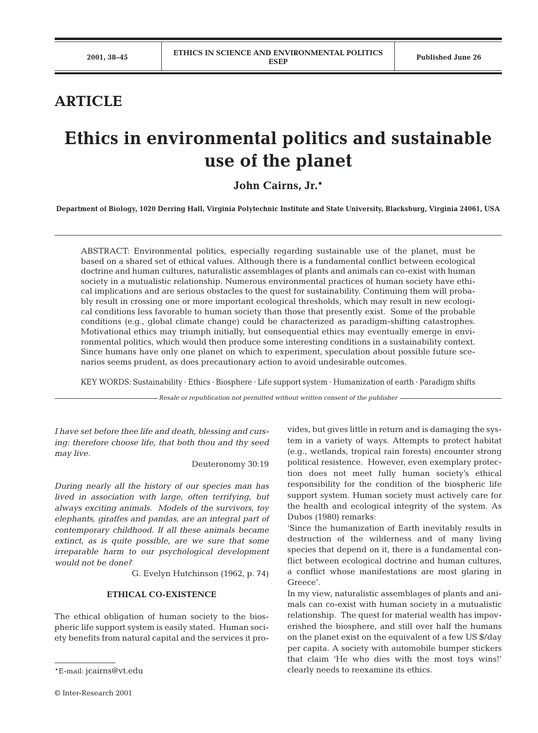# ARTICLE

# Ethics in environmental politics and sustainable use of the planet

**John Cairns, Jr.***

**Department of Biology, 1020 Derring Hall, Virginia Polytechnic Institute and State University, Blacksburg, Virginia 24061, USA**

ABSTRACT: Environmental politics, especially regarding sustainable use of the planet, must be based on a shared set of ethical values. Although there is a fundamental conflict between ecological doctrine and human cultures, naturalistic assemblages of plants and animals can co-exist with human society in a mutualistic relationship. Numerous environmental practices of human society have ethical implications and are serious obstacles to the quest for sustainability. Continuing them will probably result in crossing one or more important ecological thresholds, which may result in new ecological conditions less favorable to human society than those that presently exist. Some of the probable conditions (e.g., global climate change) could be characterized as paradigm-shifting catastrophes. Motivational ethics may triumph initially, but consequential ethics may eventually emerge in environmental politics, which would then produce some interesting conditions in a sustainability context. Since humans have only one planet on which to experiment, speculation about possible future scenarios seems prudent, as does precautionary action to avoid undesirable outcomes.

KEY WORDS: Sustainability · Ethics · Biosphere · Life support system · Humanization of earth · Paradigm shifts

*Resale or republication not permitted without written consent of the publisher*

*I have set before thee life and death, blessing and cursing: therefore choose life, that both thou and thy seed may live.*

Deuteronomy 30:19

*During nearly all the history of our species man has lived in association with large, often terrifying, but always exciting animals. Models of the survivors, toy elephants, giraffes and pandas, are an integral part of contemporary childhood. If all these animals became extinct, as is quite possible, are we sure that some irreparable harm to our psychological development would not be done?*

G. Evelyn Hutchinson (1962, p. 74)

## ETHICAL CO-EXISTENCE

The ethical obligation of human society to the biospheric life support system is easily stated. Human society benefits from natural capital and the services it provides, but gives little in return and is damaging the system in a variety of ways. Attempts to protect habitat (e.g., wetlands, tropical rain forests) encounter strong political resistence. However, even exemplary protection does not meet fully human society's ethical responsibility for the condition of the biospheric life support system. Human society must actively care for the health and ecological integrity of the system. As Dubos (1980) remarks:

'Since the humanization of Earth inevitably results in destruction of the wilderness and of many living species that depend on it, there is a fundamental conflict between ecological doctrine and human cultures, a conflict whose manifestations are most glaring in Greece'.

In my view, naturalistic assemblages of plants and animals can co-exist with human society in a mutualistic relationship. The quest for material wealth has impoverished the biosphere, and still over half the humans on the planet exist on the equivalent of a few US $/day per capita. A society with automobile bumper stickers that claim 'He who dies with the most toys wins!' clearly needs to reexamine its ethics.

*E-mail: jcairns@vt.edu

© Inter-Research 2001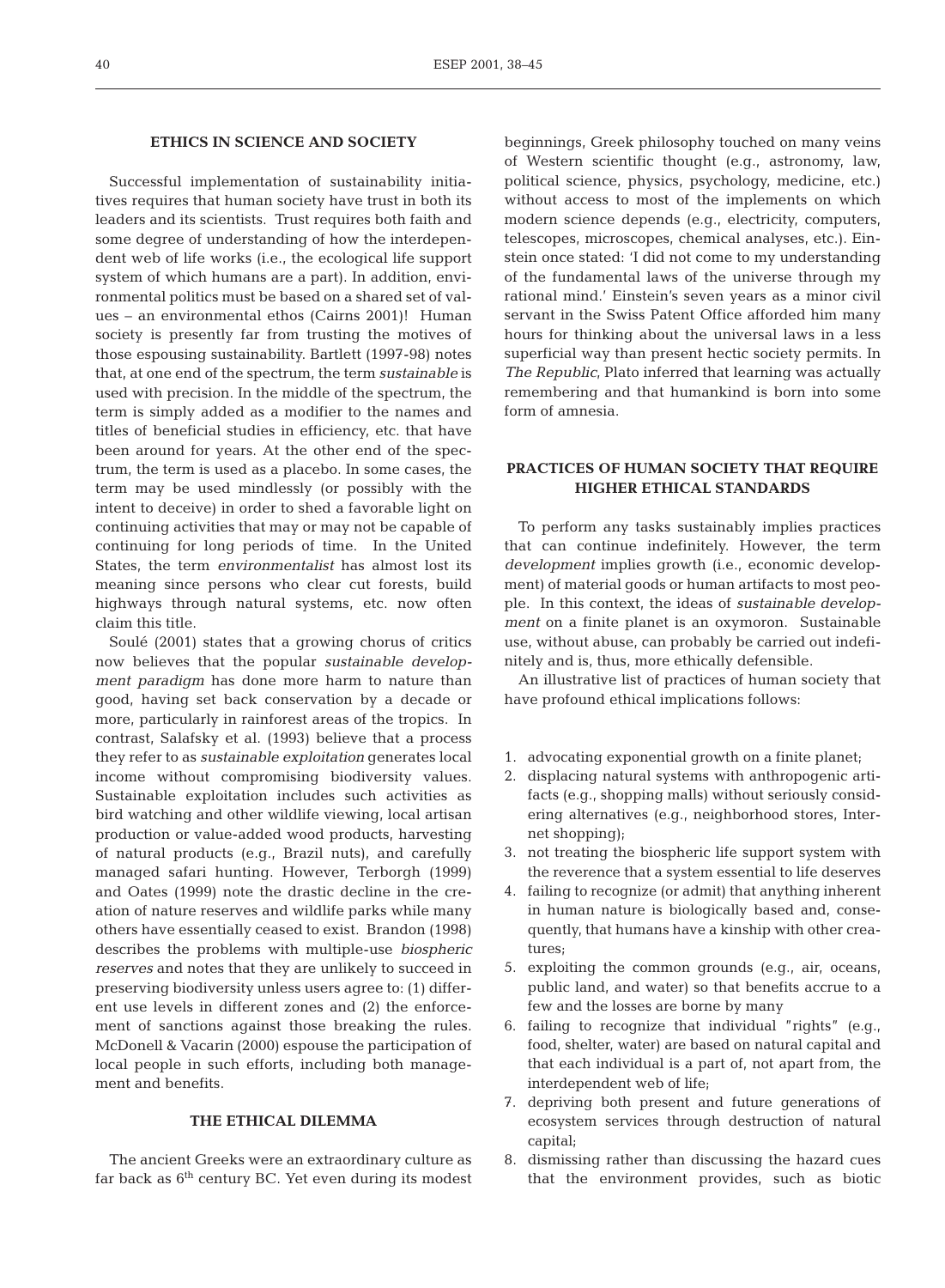## ETHICS IN SCIENCE AND SOCIETY

Successful implementation of sustainability initiatives requires that human society have trust in both its leaders and its scientists. Trust requires both faith and some degree of understanding of how the interdependent web of life works (i.e., the ecological life support system of which humans are a part). In addition, environmental politics must be based on a shared set of values – an environmental ethos (Cairns 2001)! Human society is presently far from trusting the motives of those espousing sustainability. Bartlett (1997-98) notes that, at one end of the spectrum, the term *sustainable* is used with precision. In the middle of the spectrum, the term is simply added as a modifier to the names and titles of beneficial studies in efficiency, etc. that have been around for years. At the other end of the spectrum, the term is used as a placebo. In some cases, the term may be used mindlessly (or possibly with the intent to deceive) in order to shed a favorable light on continuing activities that may or may not be capable of continuing for long periods of time. In the United States, the term *environmentalist* has almost lost its meaning since persons who clear cut forests, build highways through natural systems, etc. now often claim this title.

Soulé (2001) states that a growing chorus of critics now believes that the popular *sustainable development paradigm* has done more harm to nature than good, having set back conservation by a decade or more, particularly in rainforest areas of the tropics. In contrast, Salafsky et al. (1993) believe that a process they refer to as *sustainable exploitation* generates local income without compromising biodiversity values. Sustainable exploitation includes such activities as bird watching and other wildlife viewing, local artisan production or value-added wood products, harvesting of natural products (e.g., Brazil nuts), and carefully managed safari hunting. However, Terborgh (1999) and Oates (1999) note the drastic decline in the creation of nature reserves and wildlife parks while many others have essentially ceased to exist. Brandon (1998) describes the problems with multiple-use *biospheric reserves* and notes that they are unlikely to succeed in preserving biodiversity unless users agree to: (1) different use levels in different zones and (2) the enforcement of sanctions against those breaking the rules. McDonell & Vacarin (2000) espouse the participation of local people in such efforts, including both management and benefits.

## THE ETHICAL DILEMMA

The ancient Greeks were an extraordinary culture as far back as 6th century BC. Yet even during its modest beginnings, Greek philosophy touched on many veins of Western scientific thought (e.g., astronomy, law, political science, physics, psychology, medicine, etc.) without access to most of the implements on which modern science depends (e.g., electricity, computers, telescopes, microscopes, chemical analyses, etc.). Einstein once stated: 'I did not come to my understanding of the fundamental laws of the universe through my rational mind.' Einstein's seven years as a minor civil servant in the Swiss Patent Office afforded him many hours for thinking about the universal laws in a less superficial way than present hectic society permits. In *The Republic*, Plato inferred that learning was actually remembering and that humankind is born into some form of amnesia.

## PRACTICES OF HUMAN SOCIETY THAT REQUIRE HIGHER ETHICAL STANDARDS

To perform any tasks sustainably implies practices that can continue indefinitely. However, the term *development* implies growth (i.e., economic development) of material goods or human artifacts to most people. In this context, the ideas of *sustainable development* on a finite planet is an oxymoron. Sustainable use, without abuse, can probably be carried out indefinitely and is, thus, more ethically defensible.

An illustrative list of practices of human society that have profound ethical implications follows:

1. advocating exponential growth on a finite planet;
2. displacing natural systems with anthropogenic artifacts (e.g., shopping malls) without seriously considering alternatives (e.g., neighborhood stores, Internet shopping);
3. not treating the biospheric life support system with the reverence that a system essential to life deserves
4. failing to recognize (or admit) that anything inherent in human nature is biologically based and, consequently, that humans have a kinship with other creatures;
5. exploiting the common grounds (e.g., air, oceans, public land, and water) so that benefits accrue to a few and the losses are borne by many
6. failing to recognize that individual "rights" (e.g., food, shelter, water) are based on natural capital and that each individual is a part of, not apart from, the interdependent web of life;
7. depriving both present and future generations of ecosystem services through destruction of natural capital;
8. dismissing rather than discussing the hazard cues that the environment provides, such as biotic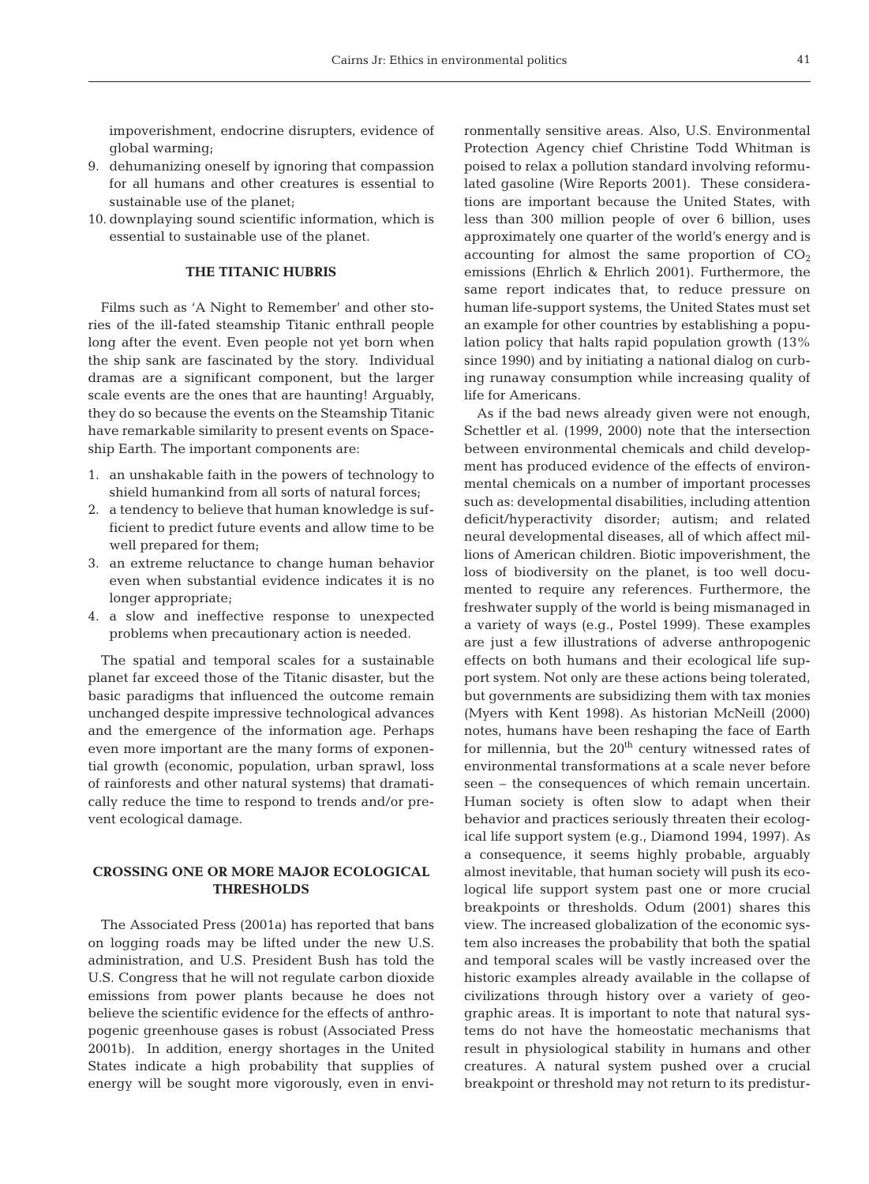impoverishment, endocrine disrupters, evidence of global warming;

9. dehumanizing oneself by ignoring that compassion for all humans and other creatures is essential to sustainable use of the planet;
10. downplaying sound scientific information, which is essential to sustainable use of the planet.

## THE TITANIC HUBRIS

Films such as 'A Night to Remember' and other stories of the ill-fated steamship Titanic enthrall people long after the event. Even people not yet born when the ship sank are fascinated by the story. Individual dramas are a significant component, but the larger scale events are the ones that are haunting! Arguably, they do so because the events on the Steamship Titanic have remarkable similarity to present events on Spaceship Earth. The important components are:

1. an unshakable faith in the powers of technology to shield humankind from all sorts of natural forces;
2. a tendency to believe that human knowledge is sufficient to predict future events and allow time to be well prepared for them;
3. an extreme reluctance to change human behavior even when substantial evidence indicates it is no longer appropriate;
4. a slow and ineffective response to unexpected problems when precautionary action is needed.

The spatial and temporal scales for a sustainable planet far exceed those of the Titanic disaster, but the basic paradigms that influenced the outcome remain unchanged despite impressive technological advances and the emergence of the information age. Perhaps even more important are the many forms of exponential growth (economic, population, urban sprawl, loss of rainforests and other natural systems) that dramatically reduce the time to respond to trends and/or prevent ecological damage.

## CROSSING ONE OR MORE MAJOR ECOLOGICAL THRESHOLDS

The Associated Press (2001a) has reported that bans on logging roads may be lifted under the new U.S. administration, and U.S. President Bush has told the U.S. Congress that he will not regulate carbon dioxide emissions from power plants because he does not believe the scientific evidence for the effects of anthropogenic greenhouse gases is robust (Associated Press 2001b). In addition, energy shortages in the United States indicate a high probability that supplies of energy will be sought more vigorously, even in environmentally sensitive areas. Also, U.S. Environmental Protection Agency chief Christine Todd Whitman is poised to relax a pollution standard involving reformulated gasoline (Wire Reports 2001). These considerations are important because the United States, with less than 300 million people of over 6 billion, uses approximately one quarter of the world's energy and is accounting for almost the same proportion of $CO_2$ emissions (Ehrlich & Ehrlich 2001). Furthermore, the same report indicates that, to reduce pressure on human life-support systems, the United States must set an example for other countries by establishing a population policy that halts rapid population growth (13% since 1990) and by initiating a national dialog on curbing runaway consumption while increasing quality of life for Americans.

As if the bad news already given were not enough, Schettler et al. (1999, 2000) note that the intersection between environmental chemicals and child development has produced evidence of the effects of environmental chemicals on a number of important processes such as: developmental disabilities, including attention deficit/hyperactivity disorder; autism; and related neural developmental diseases, all of which affect millions of American children. Biotic impoverishment, the loss of biodiversity on the planet, is too well documented to require any references. Furthermore, the freshwater supply of the world is being mismanaged in a variety of ways (e.g., Postel 1999). These examples are just a few illustrations of adverse anthropogenic effects on both humans and their ecological life support system. Not only are these actions being tolerated, but governments are subsidizing them with tax monies (Myers with Kent 1998). As historian McNeill (2000) notes, humans have been reshaping the face of Earth for millennia, but the 20th century witnessed rates of environmental transformations at a scale never before seen – the consequences of which remain uncertain. Human society is often slow to adapt when their behavior and practices seriously threaten their ecological life support system (e.g., Diamond 1994, 1997). As a consequence, it seems highly probable, arguably almost inevitable, that human society will push its ecological life support system past one or more crucial breakpoints or thresholds. Odum (2001) shares this view. The increased globalization of the economic system also increases the probability that both the spatial and temporal scales will be vastly increased over the historic examples already available in the collapse of civilizations through history over a variety of geographic areas. It is important to note that natural systems do not have the homeostatic mechanisms that result in physiological stability in humans and other creatures. A natural system pushed over a crucial breakpoint or threshold may not return to its predistur-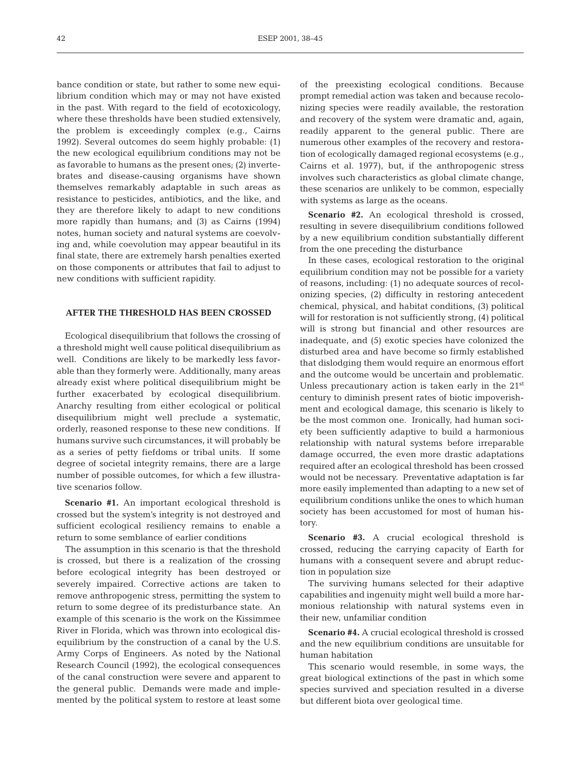bance condition or state, but rather to some new equilibrium condition which may or may not have existed in the past. With regard to the field of ecotoxicology, where these thresholds have been studied extensively, the problem is exceedingly complex (e.g., Cairns 1992). Several outcomes do seem highly probable: (1) the new ecological equilibrium conditions may not be as favorable to humans as the present ones; (2) invertebrates and disease-causing organisms have shown themselves remarkably adaptable in such areas as resistance to pesticides, antibiotics, and the like, and they are therefore likely to adapt to new conditions more rapidly than humans; and (3) as Cairns (1994) notes, human society and natural systems are coevolving and, while coevolution may appear beautiful in its final state, there are extremely harsh penalties exerted on those components or attributes that fail to adjust to new conditions with sufficient rapidity.

## AFTER THE THRESHOLD HAS BEEN CROSSED

Ecological disequilibrium that follows the crossing of a threshold might well cause political disequilibrium as well. Conditions are likely to be markedly less favorable than they formerly were. Additionally, many areas already exist where political disequilibrium might be further exacerbated by ecological disequilibrium. Anarchy resulting from either ecological or political disequilibrium might well preclude a systematic, orderly, reasoned response to these new conditions. If humans survive such circumstances, it will probably be as a series of petty fiefdoms or tribal units. If some degree of societal integrity remains, there are a large number of possible outcomes, for which a few illustrative scenarios follow.

**Scenario #1.** An important ecological threshold is crossed but the system's integrity is not destroyed and sufficient ecological resiliency remains to enable a return to some semblance of earlier conditions

The assumption in this scenario is that the threshold is crossed, but there is a realization of the crossing before ecological integrity has been destroyed or severely impaired. Corrective actions are taken to remove anthropogenic stress, permitting the system to return to some degree of its predisturbance state. An example of this scenario is the work on the Kissimmee River in Florida, which was thrown into ecological disequilibrium by the construction of a canal by the U.S. Army Corps of Engineers. As noted by the National Research Council (1992), the ecological consequences of the canal construction were severe and apparent to the general public. Demands were made and implemented by the political system to restore at least some of the preexisting ecological conditions. Because prompt remedial action was taken and because recolonizing species were readily available, the restoration and recovery of the system were dramatic and, again, readily apparent to the general public. There are numerous other examples of the recovery and restoration of ecologically damaged regional ecosystems (e.g., Cairns et al. 1977), but, if the anthropogenic stress involves such characteristics as global climate change, these scenarios are unlikely to be common, especially with systems as large as the oceans.

**Scenario #2.** An ecological threshold is crossed, resulting in severe disequilibrium conditions followed by a new equilibrium condition substantially different from the one preceding the disturbance

In these cases, ecological restoration to the original equilibrium condition may not be possible for a variety of reasons, including: (1) no adequate sources of recolonizing species, (2) difficulty in restoring antecedent chemical, physical, and habitat conditions, (3) political will for restoration is not sufficiently strong, (4) political will is strong but financial and other resources are inadequate, and (5) exotic species have colonized the disturbed area and have become so firmly established that dislodging them would require an enormous effort and the outcome would be uncertain and problematic. Unless precautionary action is taken early in the 21st century to diminish present rates of biotic impoverishment and ecological damage, this scenario is likely to be the most common one. Ironically, had human society been sufficiently adaptive to build a harmonious relationship with natural systems before irreparable damage occurred, the even more drastic adaptations required after an ecological threshold has been crossed would not be necessary. Preventative adaptation is far more easily implemented than adapting to a new set of equilibrium conditions unlike the ones to which human society has been accustomed for most of human history.

**Scenario #3.** A crucial ecological threshold is crossed, reducing the carrying capacity of Earth for humans with a consequent severe and abrupt reduction in population size

The surviving humans selected for their adaptive capabilities and ingenuity might well build a more harmonious relationship with natural systems even in their new, unfamiliar condition

**Scenario #4.** A crucial ecological threshold is crossed and the new equilibrium conditions are unsuitable for human habitation

This scenario would resemble, in some ways, the great biological extinctions of the past in which some species survived and speciation resulted in a diverse but different biota over geological time.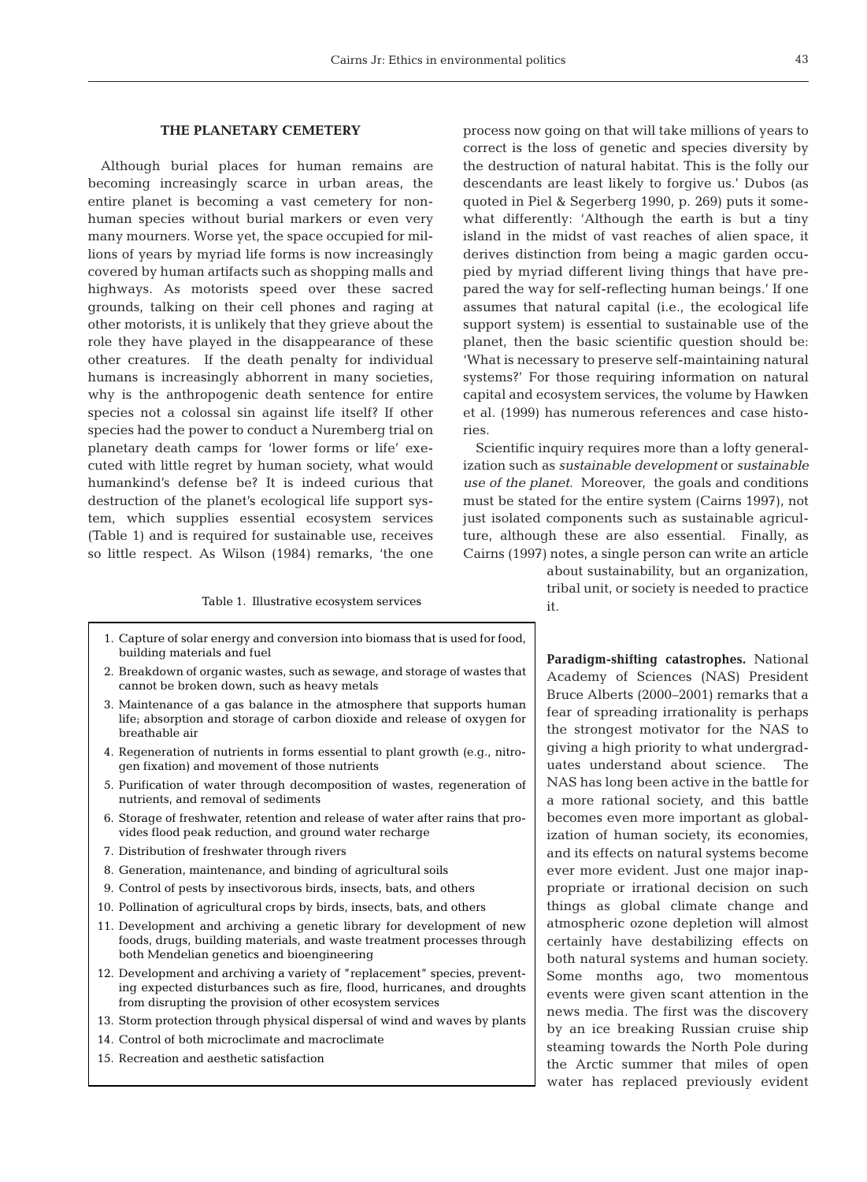## THE PLANETARY CEMETERY

Although burial places for human remains are becoming increasingly scarce in urban areas, the entire planet is becoming a vast cemetery for nonhuman species without burial markers or even very many mourners. Worse yet, the space occupied for millions of years by myriad life forms is now increasingly covered by human artifacts such as shopping malls and highways. As motorists speed over these sacred grounds, talking on their cell phones and raging at other motorists, it is unlikely that they grieve about the role they have played in the disappearance of these other creatures. If the death penalty for individual humans is increasingly abhorrent in many societies, why is the anthropogenic death sentence for entire species not a colossal sin against life itself? If other species had the power to conduct a Nuremberg trial on planetary death camps for 'lower forms or life' executed with little regret by human society, what would humankind's defense be? It is indeed curious that destruction of the planet's ecological life support system, which supplies essential ecosystem services (Table 1) and is required for sustainable use, receives so little respect. As Wilson (1984) remarks, 'the one process now going on that will take millions of years to correct is the loss of genetic and species diversity by the destruction of natural habitat. This is the folly our descendants are least likely to forgive us.' Dubos (as quoted in Piel & Segerberg 1990, p. 269) puts it somewhat differently: 'Although the earth is but a tiny island in the midst of vast reaches of alien space, it derives distinction from being a magic garden occupied by myriad different living things that have prepared the way for self-reflecting human beings.' If one assumes that natural capital (i.e., the ecological life support system) is essential to sustainable use of the planet, then the basic scientific question should be: 'What is necessary to preserve self-maintaining natural systems?' For those requiring information on natural capital and ecosystem services, the volume by Hawken et al. (1999) has numerous references and case histories.

Scientific inquiry requires more than a lofty generalization such as *sustainable development* or *sustainable use of the planet*. Moreover, the goals and conditions must be stated for the entire system (Cairns 1997), not just isolated components such as sustainable agriculture, although these are also essential. Finally, as Cairns (1997) notes, a single person can write an article about sustainability, but an organization, tribal unit, or society is needed to practice it.

Table 1. Illustrative ecosystem services

1. Capture of solar energy and conversion into biomass that is used for food, building materials and fuel
2. Breakdown of organic wastes, such as sewage, and storage of wastes that cannot be broken down, such as heavy metals
3. Maintenance of a gas balance in the atmosphere that supports human life; absorption and storage of carbon dioxide and release of oxygen for breathable air
4. Regeneration of nutrients in forms essential to plant growth (e.g., nitrogen fixation) and movement of those nutrients
5. Purification of water through decomposition of wastes, regeneration of nutrients, and removal of sediments
6. Storage of freshwater, retention and release of water after rains that provides flood peak reduction, and ground water recharge
7. Distribution of freshwater through rivers
8. Generation, maintenance, and binding of agricultural soils
9. Control of pests by insectivorous birds, insects, bats, and others
10. Pollination of agricultural crops by birds, insects, bats, and others
11. Development and archiving a genetic library for development of new foods, drugs, building materials, and waste treatment processes through both Mendelian genetics and bioengineering
12. Development and archiving a variety of "replacement" species, preventing expected disturbances such as fire, flood, hurricanes, and droughts from disrupting the provision of other ecosystem services
13. Storm protection through physical dispersal of wind and waves by plants
14. Control of both microclimate and macroclimate
15. Recreation and aesthetic satisfaction

**Paradigm-shifting catastrophes.** National Academy of Sciences (NAS) President Bruce Alberts (2000–2001) remarks that a fear of spreading irrationality is perhaps the strongest motivator for the NAS to giving a high priority to what undergraduates understand about science. The NAS has long been active in the battle for a more rational society, and this battle becomes even more important as globalization of human society, its economies, and its effects on natural systems become ever more evident. Just one major inappropriate or irrational decision on such things as global climate change and atmospheric ozone depletion will almost certainly have destabilizing effects on both natural systems and human society. Some months ago, two momentous events were given scant attention in the news media. The first was the discovery by an ice breaking Russian cruise ship steaming towards the North Pole during the Arctic summer that miles of open water has replaced previously evident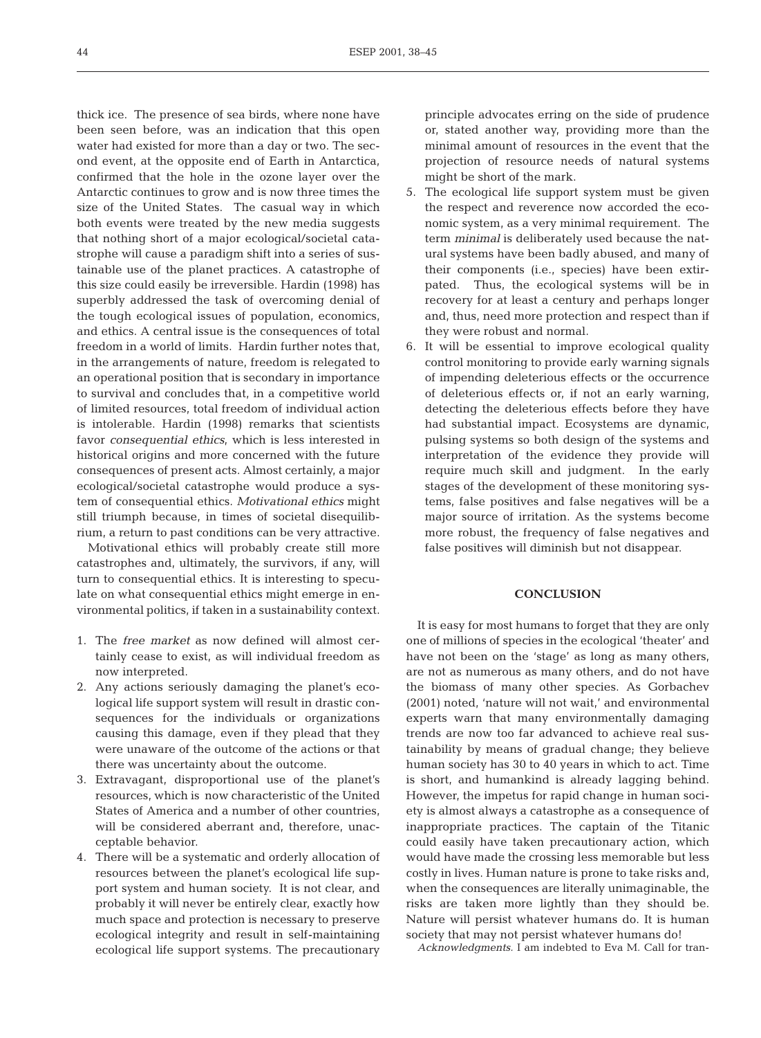thick ice. The presence of sea birds, where none have been seen before, was an indication that this open water had existed for more than a day or two. The second event, at the opposite end of Earth in Antarctica, confirmed that the hole in the ozone layer over the Antarctic continues to grow and is now three times the size of the United States. The casual way in which both events were treated by the new media suggests that nothing short of a major ecological/societal catastrophe will cause a paradigm shift into a series of sustainable use of the planet practices. A catastrophe of this size could easily be irreversible. Hardin (1998) has superbly addressed the task of overcoming denial of the tough ecological issues of population, economics, and ethics. A central issue is the consequences of total freedom in a world of limits. Hardin further notes that, in the arrangements of nature, freedom is relegated to an operational position that is secondary in importance to survival and concludes that, in a competitive world of limited resources, total freedom of individual action is intolerable. Hardin (1998) remarks that scientists favor *consequential ethics*, which is less interested in historical origins and more concerned with the future consequences of present acts. Almost certainly, a major ecological/societal catastrophe would produce a system of consequential ethics. *Motivational ethics* might still triumph because, in times of societal disequilibrium, a return to past conditions can be very attractive.

Motivational ethics will probably create still more catastrophes and, ultimately, the survivors, if any, will turn to consequential ethics. It is interesting to speculate on what consequential ethics might emerge in environmental politics, if taken in a sustainability context.

1. The *free market* as now defined will almost certainly cease to exist, as will individual freedom as now interpreted.
2. Any actions seriously damaging the planet's ecological life support system will result in drastic consequences for the individuals or organizations causing this damage, even if they plead that they were unaware of the outcome of the actions or that there was uncertainty about the outcome.
3. Extravagant, disproportional use of the planet's resources, which is now characteristic of the United States of America and a number of other countries, will be considered aberrant and, therefore, unacceptable behavior.
4. There will be a systematic and orderly allocation of resources between the planet's ecological life support system and human society. It is not clear, and probably it will never be entirely clear, exactly how much space and protection is necessary to preserve ecological integrity and result in self-maintaining ecological life support systems. The precautionary principle advocates erring on the side of prudence or, stated another way, providing more than the minimal amount of resources in the event that the projection of resource needs of natural systems might be short of the mark.
5. The ecological life support system must be given the respect and reverence now accorded the economic system, as a very minimal requirement. The term *minimal* is deliberately used because the natural systems have been badly abused, and many of their components (i.e., species) have been extirpated. Thus, the ecological systems will be in recovery for at least a century and perhaps longer and, thus, need more protection and respect than if they were robust and normal.
6. It will be essential to improve ecological quality control monitoring to provide early warning signals of impending deleterious effects or the occurrence of deleterious effects or, if not an early warning, detecting the deleterious effects before they have had substantial impact. Ecosystems are dynamic, pulsing systems so both design of the systems and interpretation of the evidence they provide will require much skill and judgment. In the early stages of the development of these monitoring systems, false positives and false negatives will be a major source of irritation. As the systems become more robust, the frequency of false negatives and false positives will diminish but not disappear.

## CONCLUSION

It is easy for most humans to forget that they are only one of millions of species in the ecological 'theater' and have not been on the 'stage' as long as many others, are not as numerous as many others, and do not have the biomass of many other species. As Gorbachev (2001) noted, 'nature will not wait,' and environmental experts warn that many environmentally damaging trends are now too far advanced to achieve real sustainability by means of gradual change; they believe human society has 30 to 40 years in which to act. Time is short, and humankind is already lagging behind. However, the impetus for rapid change in human society is almost always a catastrophe as a consequence of inappropriate practices. The captain of the Titanic could easily have taken precautionary action, which would have made the crossing less memorable but less costly in lives. Human nature is prone to take risks and, when the consequences are literally unimaginable, the risks are taken more lightly than they should be. Nature will persist whatever humans do. It is human society that may not persist whatever humans do!

*Acknowledgments.* I am indebted to Eva M. Call for tran-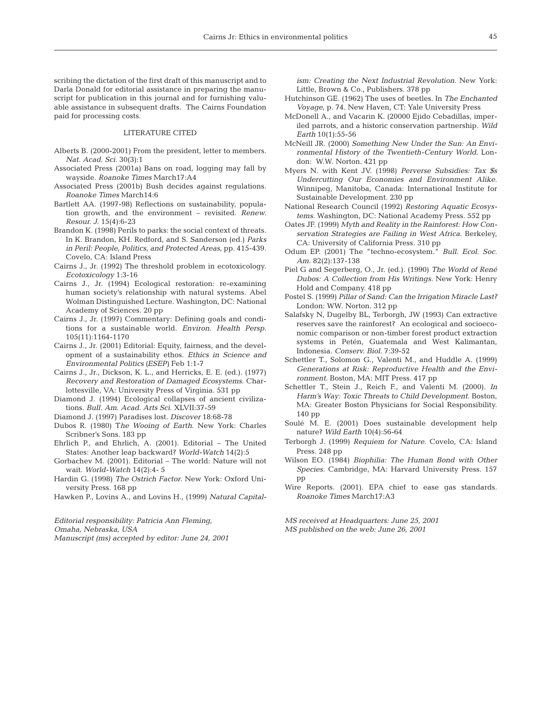scribing the dictation of the first draft of this manuscript and to Darla Donald for editorial assistance in preparing the manuscript for publication in this journal and for furnishing valuable assistance in subsequent drafts. The Cairns Foundation paid for processing costs.

## LITERATURE CITED

Alberts B. (2000-2001) From the president, letter to members. *Nat. Acad. Sci.* 30(3):1

Associated Press (2001a) Bans on road, logging may fall by wayside. *Roanoke Times* March17:A4

Associated Press (2001b) Bush decides against regulations. *Roanoke Times* March14:6

Bartlett AA. (1997-98) Reflections on sustainability, population growth, and the environment – revisited. *Renew. Resour. J.* 15(4):6-23

Brandon K. (1998) Perils to parks: the social context of threats. In K. Brandon, KH. Redford, and S. Sanderson (ed.) *Parks in Peril: People, Politics, and Protected Areas*, pp. 415-439. Covelo, CA: Island Press

Cairns J., Jr. (1992) The threshold problem in ecotoxicology. *Ecotoxicology* 1:3-16

Cairns J., Jr. (1994) Ecological restoration: re-examining human society's relationship with natural systems. Abel Wolman Distinguished Lecture. Washington, DC: National Academy of Sciences. 20 pp

Cairns J., Jr. (1997) Commentary: Defining goals and conditions for a sustainable world. *Environ. Health Persp.* 105(11):1164-1170

Cairns J., Jr. (2001) Editorial: Equity, fairness, and the development of a sustainability ethos. *Ethics in Science and Environmental Politics* (*ESEP*) Feb 1:1-7

Cairns J., Jr., Dickson, K. L., and Herricks, E. E. (ed.). (1977) *Recovery and Restoration of Damaged Ecosystems*. Charlottesville, VA: University Press of Virginia. 531 pp

Diamond J. (1994) Ecological collapses of ancient civilizations. *Bull. Am. Acad. Arts Sci.* XLVII:37-59

Diamond J. (1997) Paradises lost. *Discover* 18:68-78

Dubos R. (1980) T*he Wooing of Earth*. New York: Charles Scribner's Sons. 183 pp

Ehrlich P., and Ehrlich, A. (2001). Editorial – The United States: Another leap backward? *World-Watch* 14(2):5

Gorbachev M. (2001). Editorial – The world: Nature will not wait. *World-Watch* 14(2):4- 5

Hardin G. (1998) *The Ostrich Factor*. New York: Oxford University Press. 168 pp

Hawken P., Lovins A., and Lovins H., (1999) *Natural Capitalism: Creating the Next Industrial Revolution*. New York: Little, Brown & Co., Publishers. 378 pp

Hutchinson GE. (1962) The uses of beetles. In *The Enchanted Voyage*, p. 74. New Haven, CT: Yale University Press

McDonell A., and Vacarin K. (20000 Ejido Cebadillas, imperiled parrots, and a historic conservation partnership. *Wild Earth* 10(1):55-56

McNeill JR. (2000) *Something New Under the Sun: An Environmental History of the Twentieth-Century World*. London: W.W. Norton. 421 pp

Myers N. with Kent JV. (1998) *Perverse Subsidies: Tax $s Undercutting Our Economies and Environment Alike*. Winnipeg, Manitoba, Canada: International Institute for Sustainable Development. 230 pp

National Research Council (1992) *Restoring Aquatic Ecosystems*. Washington, DC: National Academy Press. 552 pp

Oates JF. (1999) *Myth and Reality in the Rainforest: How Conservation Strategies are Failing in West Africa.* Berkeley, CA: University of California Press. 310 pp

Odum EP. (2001) The "techno-ecosystem." *Bull. Ecol. Soc. Am.* 82(2):137-138

Piel G and Segerberg, O., Jr. (ed.). (1990) *The World of René Dubos: A Collection from His Writings*. New York: Henry Hold and Company. 418 pp

Postel S. (1999) *Pillar of Sand: Can the Irrigation Miracle Last?* London: WW. Norton. 312 pp

Salafsky N, Dugelby BL, Terborgh, JW (1993) Can extractive reserves save the rainforest? An ecological and socioeconomic comparison or non-timber forest product extraction systems in Petén, Guatemala and West Kalimantan, Indonesia. *Conserv. Biol.* 7:39-52

Schettler T., Solomon G., Valenti M., and Huddle A. (1999) *Generations at Risk: Reproductive Health and the Environment.* Boston, MA: MIT Press. 417 pp

Schettler T., Stein J., Reich F., and Valenti M. (2000). *In Harm's Way: Toxic Threats to Child Development.* Boston, MA: Greater Boston Physicians for Social Responsibility. 140 pp

Soulé M. E. (2001) Does sustainable development help nature? *Wild Earth* 10(4):56-64

Terborgh J. (1999) *Requiem for Nature.* Covelo, CA: Island Press. 248 pp

Wilson EO. (1984) *Biophilia: The Human Bond with Other Species.* Cambridge, MA: Harvard University Press. 157 pp

Wire Reports. (2001). EPA chief to ease gas standards. *Roanoke Times* March17:A3

*Editorial responsibility: Patricia Ann Fleming, Omaha, Nebraska, USA*
*Manuscript (ms) accepted by editor: June 24, 2001*

*MS received at Headquarters: June 25, 2001*
*MS published on the web: June 26, 2001*